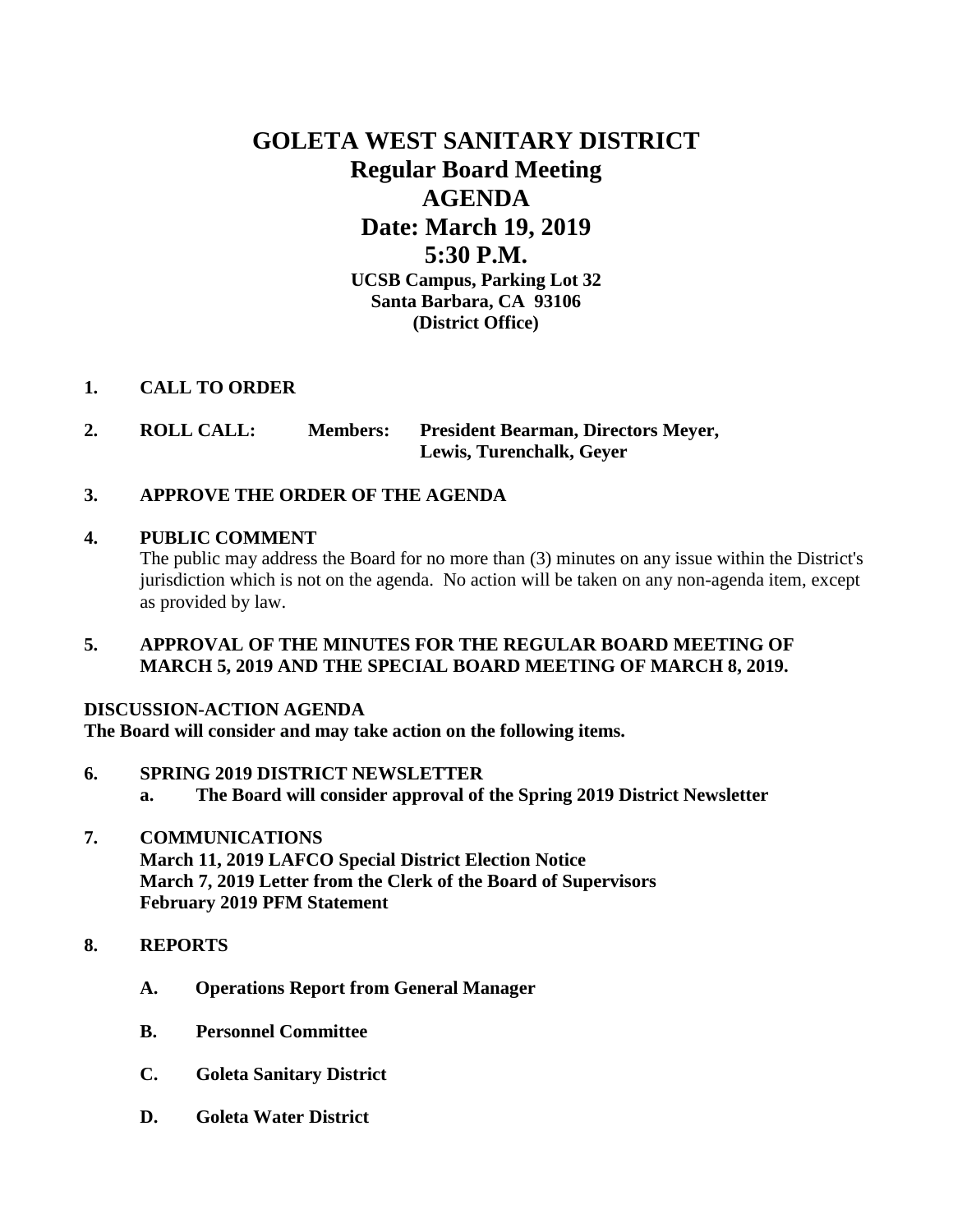# GOLETA WEST SANITARY DISTRICT

## Regular Board Meeting

## AGENDA

## Date: March 19, 2019

## 5:30 P.M.

**UCSB Campus, Parking Lot 32**
**Santa Barbara, CA 93106**
**(District Office)**

**1. CALL TO ORDER**

**2. ROLL CALL: Members: President Bearman, Directors Meyer, Lewis, Turenchalk, Geyer**

**3. APPROVE THE ORDER OF THE AGENDA**

**4. PUBLIC COMMENT**

The public may address the Board for no more than (3) minutes on any issue within the District's jurisdiction which is not on the agenda. No action will be taken on any non-agenda item, except as provided by law.

**5. APPROVAL OF THE MINUTES FOR THE REGULAR BOARD MEETING OF MARCH 5, 2019 AND THE SPECIAL BOARD MEETING OF MARCH 8, 2019.**

**DISCUSSION-ACTION AGENDA**
**The Board will consider and may take action on the following items.**

**6. SPRING 2019 DISTRICT NEWSLETTER**

**a. The Board will consider approval of the Spring 2019 District Newsletter**

**7. COMMUNICATIONS**

**March 11, 2019 LAFCO Special District Election Notice**
**March 7, 2019 Letter from the Clerk of the Board of Supervisors**
**February 2019 PFM Statement**

**8. REPORTS**

**A. Operations Report from General Manager**

**B. Personnel Committee**

**C. Goleta Sanitary District**

**D. Goleta Water District**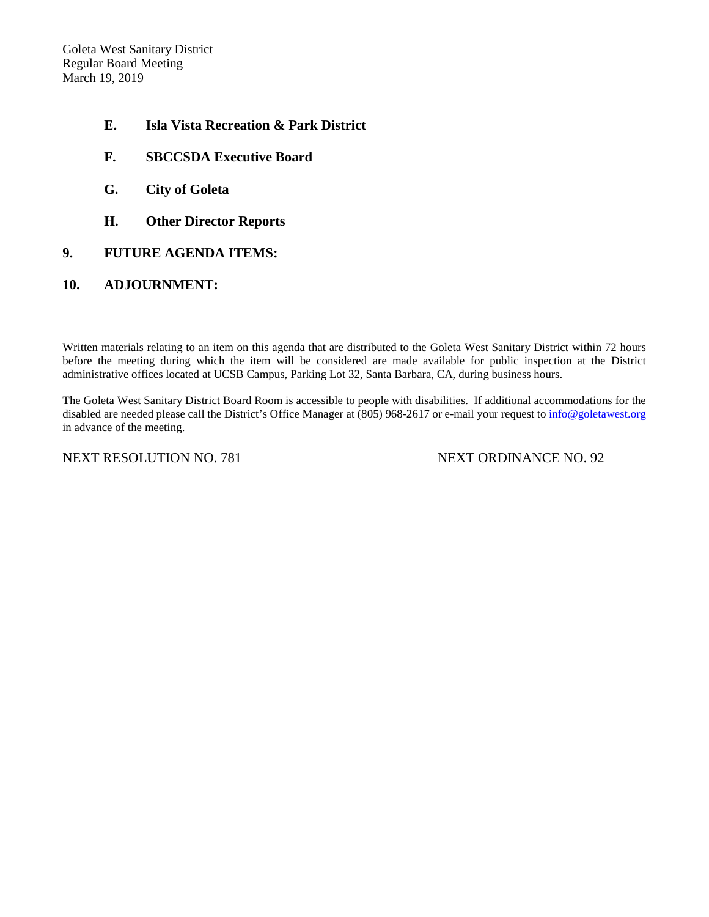**E. Isla Vista Recreation & Park District**

**F. SBCCSDA Executive Board**

**G. City of Goleta**

**H. Other Director Reports**

**9. FUTURE AGENDA ITEMS:**

**10. ADJOURNMENT:**

Written materials relating to an item on this agenda that are distributed to the Goleta West Sanitary District within 72 hours before the meeting during which the item will be considered are made available for public inspection at the District administrative offices located at UCSB Campus, Parking Lot 32, Santa Barbara, CA, during business hours.

The Goleta West Sanitary District Board Room is accessible to people with disabilities. If additional accommodations for the disabled are needed please call the District's Office Manager at (805) 968-2617 or e-mail your request to info@goletawest.org in advance of the meeting.

NEXT RESOLUTION NO. 781 NEXT ORDINANCE NO. 92